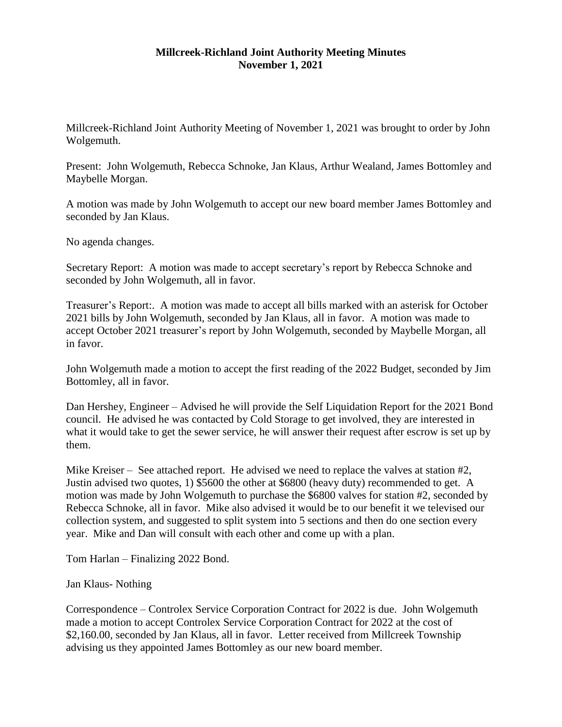**Millcreek-Richland Joint Authority Meeting Minutes**
**November 1, 2021**

Millcreek-Richland Joint Authority Meeting of November 1, 2021 was brought to order by John Wolgemuth.

Present: John Wolgemuth, Rebecca Schnoke, Jan Klaus, Arthur Wealand, James Bottomley and Maybelle Morgan.

A motion was made by John Wolgemuth to accept our new board member James Bottomley and seconded by Jan Klaus.

No agenda changes.

Secretary Report: A motion was made to accept secretary's report by Rebecca Schnoke and seconded by John Wolgemuth, all in favor.

Treasurer's Report:. A motion was made to accept all bills marked with an asterisk for October 2021 bills by John Wolgemuth, seconded by Jan Klaus, all in favor. A motion was made to accept October 2021 treasurer's report by John Wolgemuth, seconded by Maybelle Morgan, all in favor.

John Wolgemuth made a motion to accept the first reading of the 2022 Budget, seconded by Jim Bottomley, all in favor.

Dan Hershey, Engineer – Advised he will provide the Self Liquidation Report for the 2021 Bond council. He advised he was contacted by Cold Storage to get involved, they are interested in what it would take to get the sewer service, he will answer their request after escrow is set up by them.

Mike Kreiser – See attached report. He advised we need to replace the valves at station #2, Justin advised two quotes, 1) $5600 the other at $6800 (heavy duty) recommended to get. A motion was made by John Wolgemuth to purchase the $6800 valves for station #2, seconded by Rebecca Schnoke, all in favor. Mike also advised it would be to our benefit it we televised our collection system, and suggested to split system into 5 sections and then do one section every year. Mike and Dan will consult with each other and come up with a plan.

Tom Harlan – Finalizing 2022 Bond.

Jan Klaus- Nothing

Correspondence – Controlex Service Corporation Contract for 2022 is due. John Wolgemuth made a motion to accept Controlex Service Corporation Contract for 2022 at the cost of $2,160.00, seconded by Jan Klaus, all in favor. Letter received from Millcreek Township advising us they appointed James Bottomley as our new board member.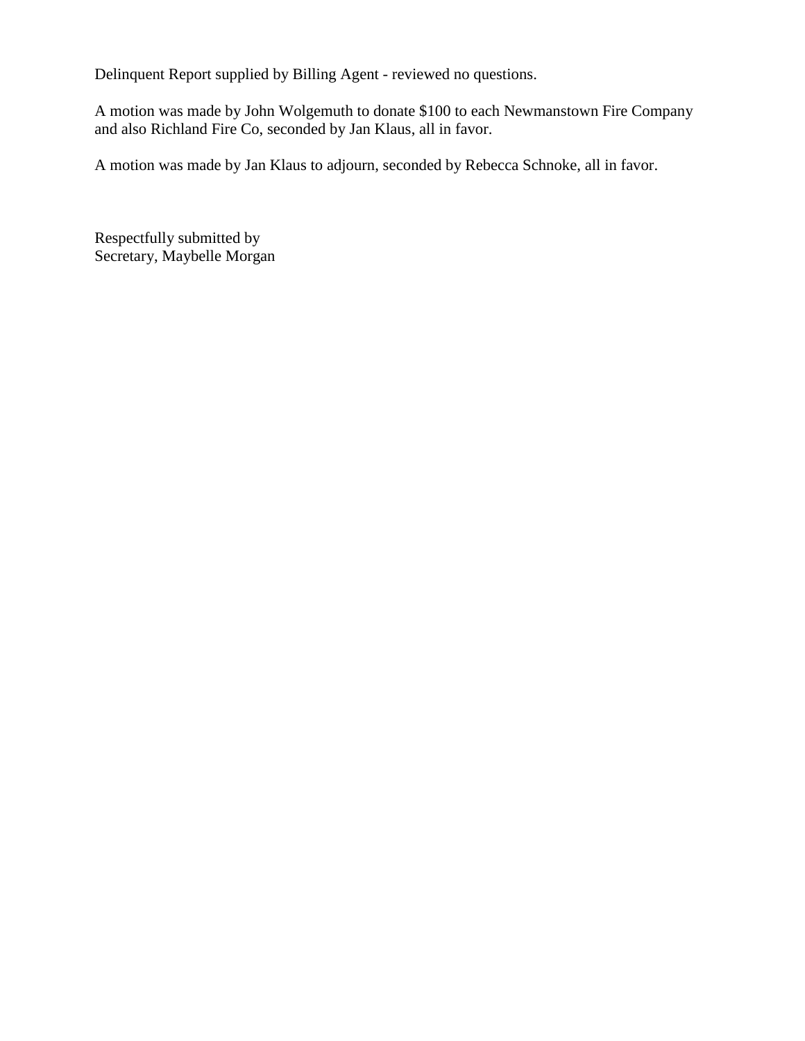Delinquent Report supplied by Billing Agent - reviewed no questions.

A motion was made by John Wolgemuth to donate $100 to each Newmanstown Fire Company and also Richland Fire Co, seconded by Jan Klaus, all in favor.

A motion was made by Jan Klaus to adjourn, seconded by Rebecca Schnoke, all in favor.

Respectfully submitted by
Secretary, Maybelle Morgan